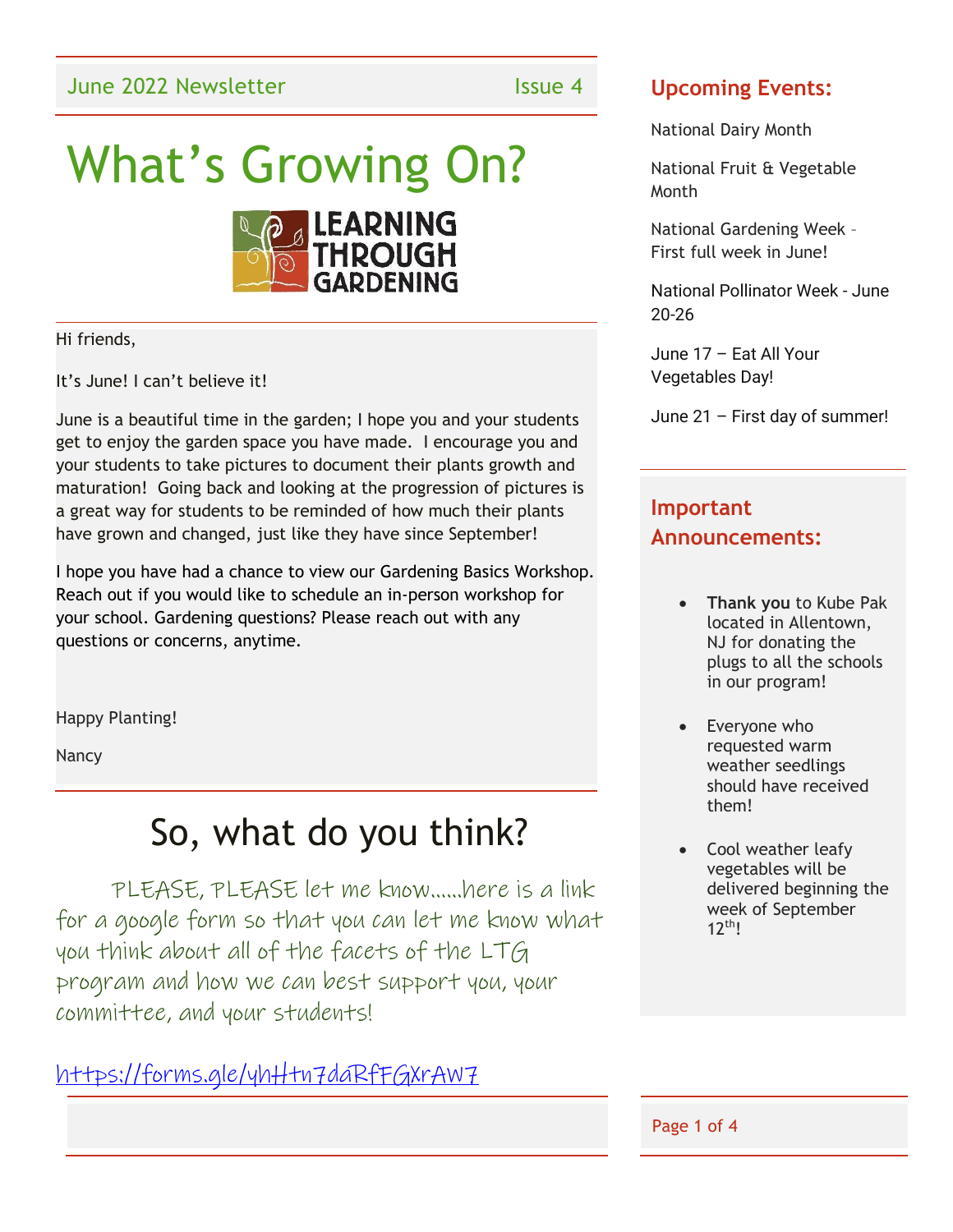June 2022 Newsletter Issue 4

# What's Growing On?

LEARNING THROUGH GARDENING

Hi friends,

It's June! I can't believe it!

June is a beautiful time in the garden; I hope you and your students get to enjoy the garden space you have made. I encourage you and your students to take pictures to document their plants growth and maturation! Going back and looking at the progression of pictures is a great way for students to be reminded of how much their plants have grown and changed, just like they have since September!

I hope you have had a chance to view our Gardening Basics Workshop. Reach out if you would like to schedule an in-person workshop for your school. Gardening questions? Please reach out with any questions or concerns, anytime.

Happy Planting!

Nancy

## So, what do you think?

PLEASE, PLEASE let me know……here is a link for a google form so that you can let me know what you think about all of the facets of the LTG program and how we can best support you, your committee, and your students!

https://forms.gle/yhHtn7daRfFGXrAW7

## Upcoming Events:

National Dairy Month

National Fruit & Vegetable Month

National Gardening Week – First full week in June!

National Pollinator Week - June 20-26

June 17 – Eat All Your Vegetables Day!

June 21 – First day of summer!

## Important Announcements:

- **Thank you** to Kube Pak located in Allentown, NJ for donating the plugs to all the schools in our program!
- Everyone who requested warm weather seedlings should have received them!
- Cool weather leafy vegetables will be delivered beginning the week of September 12th!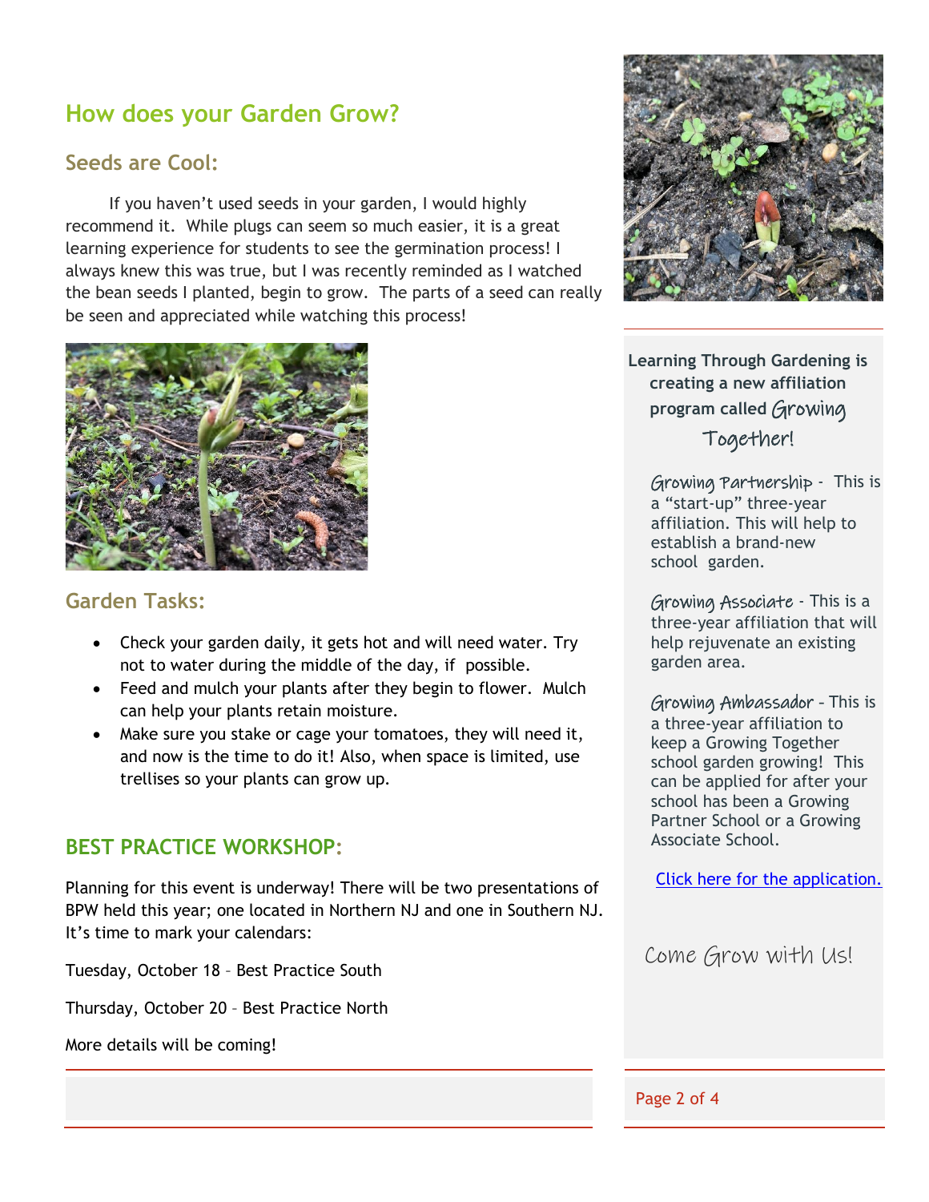## How does your Garden Grow?

### Seeds are Cool:

If you haven't used seeds in your garden, I would highly recommend it. While plugs can seem so much easier, it is a great learning experience for students to see the germination process! I always knew this was true, but I was recently reminded as I watched the bean seeds I planted, begin to grow. The parts of a seed can really be seen and appreciated while watching this process!

### Garden Tasks:

- Check your garden daily, it gets hot and will need water. Try not to water during the middle of the day, if possible.
- Feed and mulch your plants after they begin to flower. Mulch can help your plants retain moisture.
- Make sure you stake or cage your tomatoes, they will need it, and now is the time to do it! Also, when space is limited, use trellises so your plants can grow up.

## BEST PRACTICE WORKSHOP:

Planning for this event is underway! There will be two presentations of BPW held this year; one located in Northern NJ and one in Southern NJ. It's time to mark your calendars:

Tuesday, October 18 – Best Practice South

Thursday, October 20 – Best Practice North

More details will be coming!

**Learning Through Gardening is creating a new affiliation program called *Growing Together!***

*Growing Partnership* - This is a "start-up" three-year affiliation. This will help to establish a brand-new school garden.

*Growing Associate* - This is a three-year affiliation that will help rejuvenate an existing garden area.

*Growing Ambassador* - This is a three-year affiliation to keep a Growing Together school garden growing! This can be applied for after your school has been a Growing Partner School or a Growing Associate School.

Click here for the application.

*Come Grow with Us!*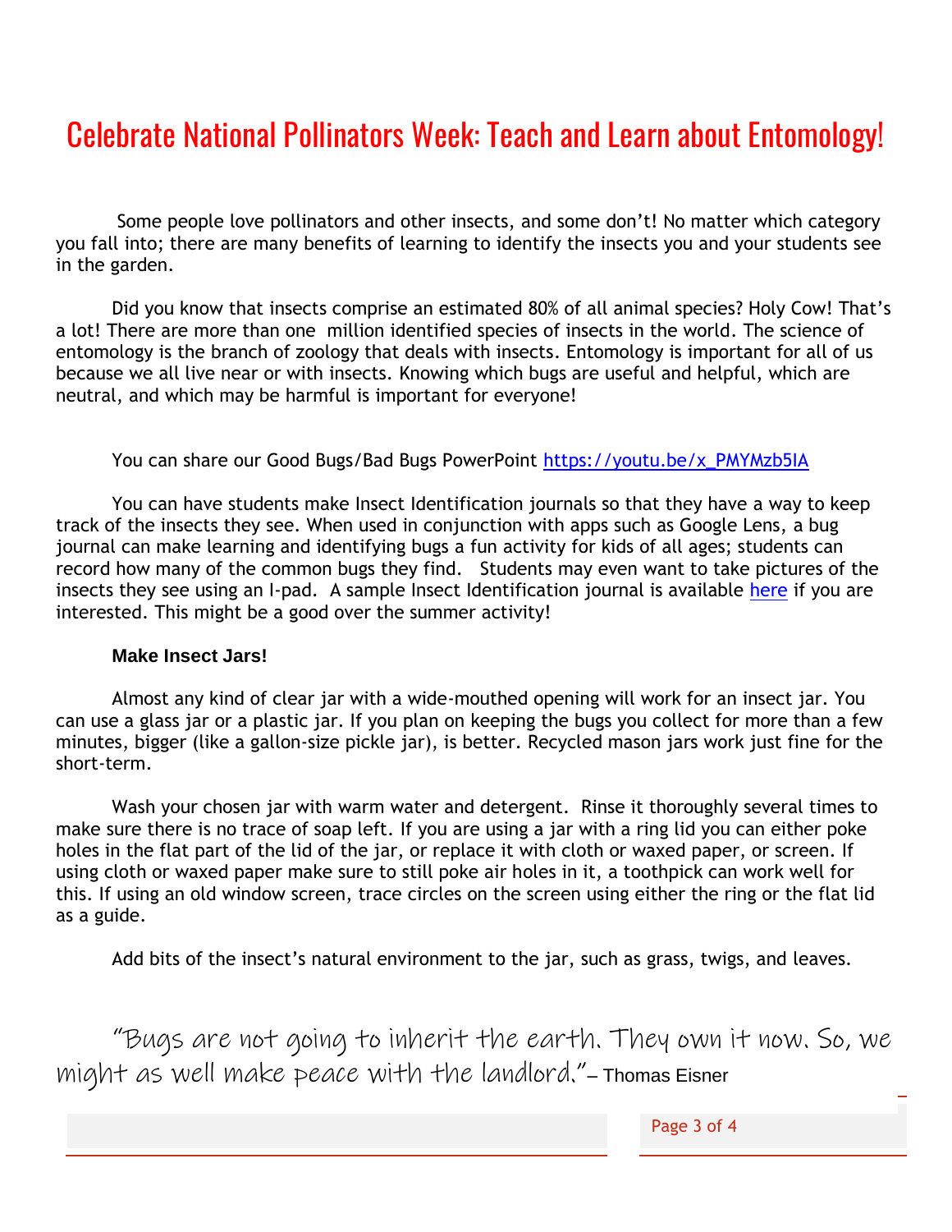# Celebrate National Pollinators Week: Teach and Learn about Entomology!

Some people love pollinators and other insects, and some don't! No matter which category you fall into; there are many benefits of learning to identify the insects you and your students see in the garden.

Did you know that insects comprise an estimated 80% of all animal species? Holy Cow! That's a lot! There are more than one million identified species of insects in the world. The science of entomology is the branch of zoology that deals with insects. Entomology is important for all of us because we all live near or with insects. Knowing which bugs are useful and helpful, which are neutral, and which may be harmful is important for everyone!

You can share our Good Bugs/Bad Bugs PowerPoint https://youtu.be/x_PMYMzb5IA

You can have students make Insect Identification journals so that they have a way to keep track of the insects they see. When used in conjunction with apps such as Google Lens, a bug journal can make learning and identifying bugs a fun activity for kids of all ages; students can record how many of the common bugs they find. Students may even want to take pictures of the insects they see using an I-pad. A sample Insect Identification journal is available here if you are interested. This might be a good over the summer activity!

**Make Insect Jars!**

Almost any kind of clear jar with a wide-mouthed opening will work for an insect jar. You can use a glass jar or a plastic jar. If you plan on keeping the bugs you collect for more than a few minutes, bigger (like a gallon-size pickle jar), is better. Recycled mason jars work just fine for the short-term.

Wash your chosen jar with warm water and detergent. Rinse it thoroughly several times to make sure there is no trace of soap left. If you are using a jar with a ring lid you can either poke holes in the flat part of the lid of the jar, or replace it with cloth or waxed paper, or screen. If using cloth or waxed paper make sure to still poke air holes in it, a toothpick can work well for this. If using an old window screen, trace circles on the screen using either the ring or the flat lid as a guide.

Add bits of the insect's natural environment to the jar, such as grass, twigs, and leaves.

*"Bugs are not going to inherit the earth. They own it now. So, we might as well make peace with the landlord."* – Thomas Eisner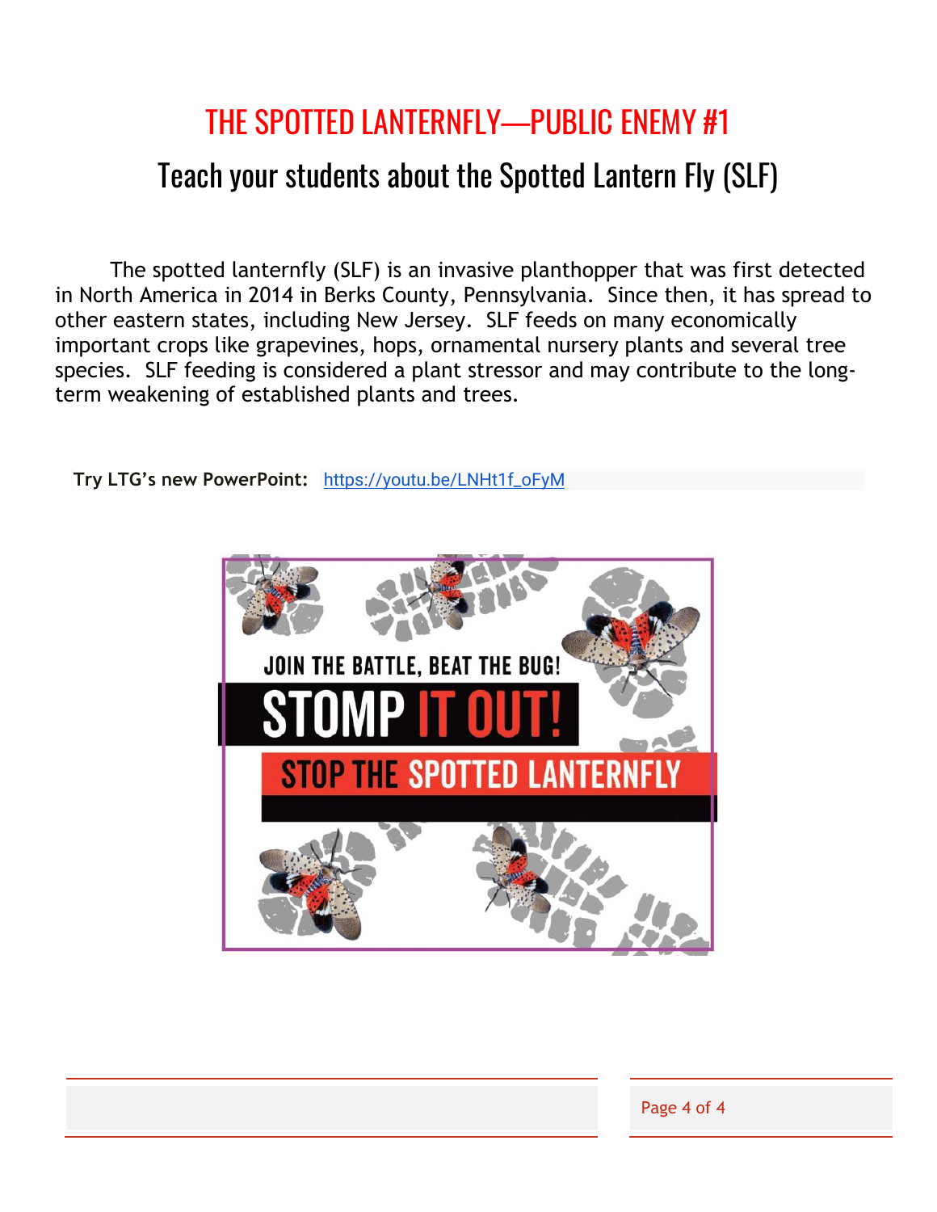# THE SPOTTED LANTERNFLY—PUBLIC ENEMY #1

## Teach your students about the Spotted Lantern Fly (SLF)

The spotted lanternfly (SLF) is an invasive planthopper that was first detected in North America in 2014 in Berks County, Pennsylvania. Since then, it has spread to other eastern states, including New Jersey. SLF feeds on many economically important crops like grapevines, hops, ornamental nursery plants and several tree species. SLF feeding is considered a plant stressor and may contribute to the long-term weakening of established plants and trees.

**Try LTG's new PowerPoint:** https://youtu.be/LNHt1f_oFyM

JOIN THE BATTLE, BEAT THE BUG!

STOMP IT OUT!

STOP THE SPOTTED LANTERNFLY